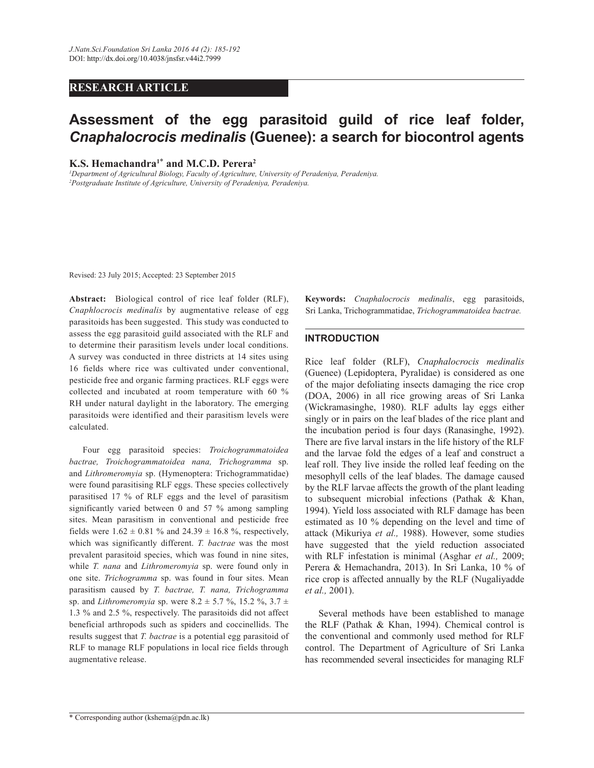**RESEARCH ARTICLE**

# Assessment of the egg parasitoid guild of rice leaf folder, *Cnaphalocrocis medinalis* (Guenee): a search for biocontrol agents

**K.S. Hemachandra[1*] and M.C.D. Perera[2]**

[1] *Department of Agricultural Biology, Faculty of Agriculture, University of Peradeniya, Peradeniya.*
[2] *Postgraduate Institute of Agriculture, University of Peradeniya, Peradeniya.*

Revised: 23 July 2015; Accepted: 23 September 2015

**Abstract:** Biological control of rice leaf folder (RLF), *Cnaphlocrocis medinalis* by augmentative release of egg parasitoids has been suggested. This study was conducted to assess the egg parasitoid guild associated with the RLF and to determine their parasitism levels under local conditions. A survey was conducted in three districts at 14 sites using 16 fields where rice was cultivated under conventional, pesticide free and organic farming practices. RLF eggs were collected and incubated at room temperature with 60 % RH under natural daylight in the laboratory. The emerging parasitoids were identified and their parasitism levels were calculated.

Four egg parasitoid species: *Troichogrammatoidea bactrae, Troichogrammatoidea nana, Trichogramma* sp. and *Lithromeromyia* sp. (Hymenoptera: Trichogrammatidae) were found parasitising RLF eggs. These species collectively parasitised 17 % of RLF eggs and the level of parasitism significantly varied between 0 and 57 % among sampling sites. Mean parasitism in conventional and pesticide free fields were 1.62 ± 0.81 % and 24.39 ± 16.8 %, respectively, which was significantly different. *T. bactrae* was the most prevalent parasitoid species, which was found in nine sites, while *T. nana* and *Lithromeromyia* sp. were found only in one site. *Trichogramma* sp. was found in four sites. Mean parasitism caused by *T. bactrae, T. nana, Trichogramma* sp. and *Lithromeromyia* sp. were 8.2 ± 5.7 %, 15.2 %, 3.7 ± 1.3 % and 2.5 %, respectively. The parasitoids did not affect beneficial arthropods such as spiders and coccinellids. The results suggest that *T. bactrae* is a potential egg parasitoid of RLF to manage RLF populations in local rice fields through augmentative release.

**Keywords:** *Cnaphalocrocis medinalis*, egg parasitoids, Sri Lanka, Trichogrammatidae, *Trichogrammatoidea bactrae.*

## INTRODUCTION

Rice leaf folder (RLF), *Cnaphalocrocis medinalis* (Guenee) (Lepidoptera, Pyralidae) is considered as one of the major defoliating insects damaging the rice crop (DOA, 2006) in all rice growing areas of Sri Lanka (Wickramasinghe, 1980). RLF adults lay eggs either singly or in pairs on the leaf blades of the rice plant and the incubation period is four days (Ranasinghe, 1992). There are five larval instars in the life history of the RLF and the larvae fold the edges of a leaf and construct a leaf roll. They live inside the rolled leaf feeding on the mesophyll cells of the leaf blades. The damage caused by the RLF larvae affects the growth of the plant leading to subsequent microbial infections (Pathak & Khan, 1994). Yield loss associated with RLF damage has been estimated as 10 % depending on the level and time of attack (Mikuriya *et al.,* 1988). However, some studies have suggested that the yield reduction associated with RLF infestation is minimal (Asghar *et al.,* 2009; Perera & Hemachandra, 2013). In Sri Lanka, 10 % of rice crop is affected annually by the RLF (Nugaliyadde *et al.,* 2001).

Several methods have been established to manage the RLF (Pathak & Khan, 1994). Chemical control is the conventional and commonly used method for RLF control. The Department of Agriculture of Sri Lanka has recommended several insecticides for managing RLF

\* Corresponding author (kshema@pdn.ac.lk)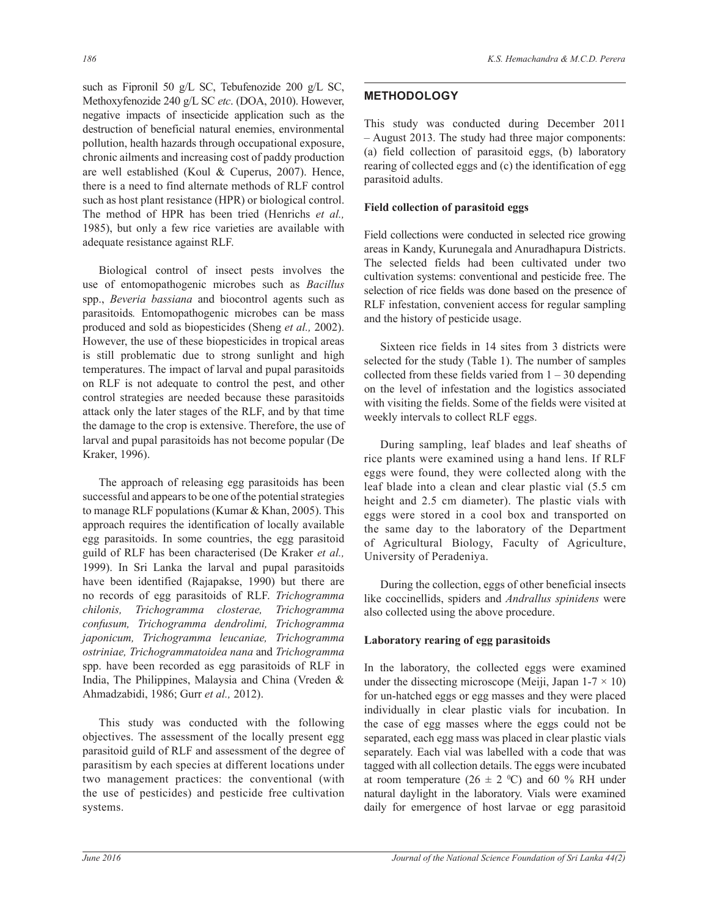such as Fipronil 50 g/L SC, Tebufenozide 200 g/L SC, Methoxyfenozide 240 g/L SC *etc*. (DOA, 2010). However, negative impacts of insecticide application such as the destruction of beneficial natural enemies, environmental pollution, health hazards through occupational exposure, chronic ailments and increasing cost of paddy production are well established (Koul & Cuperus, 2007). Hence, there is a need to find alternate methods of RLF control such as host plant resistance (HPR) or biological control. The method of HPR has been tried (Henrichs *et al.,* 1985), but only a few rice varieties are available with adequate resistance against RLF.

Biological control of insect pests involves the use of entomopathogenic microbes such as *Bacillus* spp., *Beveria bassiana* and biocontrol agents such as parasitoids*.* Entomopathogenic microbes can be mass produced and sold as biopesticides (Sheng *et al.,* 2002). However, the use of these biopesticides in tropical areas is still problematic due to strong sunlight and high temperatures. The impact of larval and pupal parasitoids on RLF is not adequate to control the pest, and other control strategies are needed because these parasitoids attack only the later stages of the RLF, and by that time the damage to the crop is extensive. Therefore, the use of larval and pupal parasitoids has not become popular (De Kraker, 1996).

The approach of releasing egg parasitoids has been successful and appears to be one of the potential strategies to manage RLF populations (Kumar & Khan, 2005). This approach requires the identification of locally available egg parasitoids. In some countries, the egg parasitoid guild of RLF has been characterised (De Kraker *et al.,* 1999). In Sri Lanka the larval and pupal parasitoids have been identified (Rajapakse, 1990) but there are no records of egg parasitoids of RLF. *Trichogramma chilonis, Trichogramma closterae, Trichogramma confusum, Trichogramma dendrolimi, Trichogramma japonicum, Trichogramma leucaniae, Trichogramma ostriniae, Trichogrammatoidea nana* and *Trichogramma* spp. have been recorded as egg parasitoids of RLF in India, The Philippines, Malaysia and China (Vreden & Ahmadzabidi, 1986; Gurr *et al.,* 2012).

This study was conducted with the following objectives. The assessment of the locally present egg parasitoid guild of RLF and assessment of the degree of parasitism by each species at different locations under two management practices: the conventional (with the use of pesticides) and pesticide free cultivation systems.

## METHODOLOGY

This study was conducted during December 2011 – August 2013. The study had three major components: (a) field collection of parasitoid eggs, (b) laboratory rearing of collected eggs and (c) the identification of egg parasitoid adults.

### Field collection of parasitoid eggs

Field collections were conducted in selected rice growing areas in Kandy, Kurunegala and Anuradhapura Districts. The selected fields had been cultivated under two cultivation systems: conventional and pesticide free. The selection of rice fields was done based on the presence of RLF infestation, convenient access for regular sampling and the history of pesticide usage.

Sixteen rice fields in 14 sites from 3 districts were selected for the study (Table 1). The number of samples collected from these fields varied from 1 – 30 depending on the level of infestation and the logistics associated with visiting the fields. Some of the fields were visited at weekly intervals to collect RLF eggs.

During sampling, leaf blades and leaf sheaths of rice plants were examined using a hand lens. If RLF eggs were found, they were collected along with the leaf blade into a clean and clear plastic vial (5.5 cm height and 2.5 cm diameter). The plastic vials with eggs were stored in a cool box and transported on the same day to the laboratory of the Department of Agricultural Biology, Faculty of Agriculture, University of Peradeniya.

During the collection, eggs of other beneficial insects like coccinellids, spiders and *Andrallus spinidens* were also collected using the above procedure.

### Laboratory rearing of egg parasitoids

In the laboratory, the collected eggs were examined under the dissecting microscope (Meiji, Japan 1-7 × 10) for un-hatched eggs or egg masses and they were placed individually in clear plastic vials for incubation. In the case of egg masses where the eggs could not be separated, each egg mass was placed in clear plastic vials separately. Each vial was labelled with a code that was tagged with all collection details. The eggs were incubated at room temperature (26 ± 2 $^{0}$C) and 60 % RH under natural daylight in the laboratory. Vials were examined daily for emergence of host larvae or egg parasitoid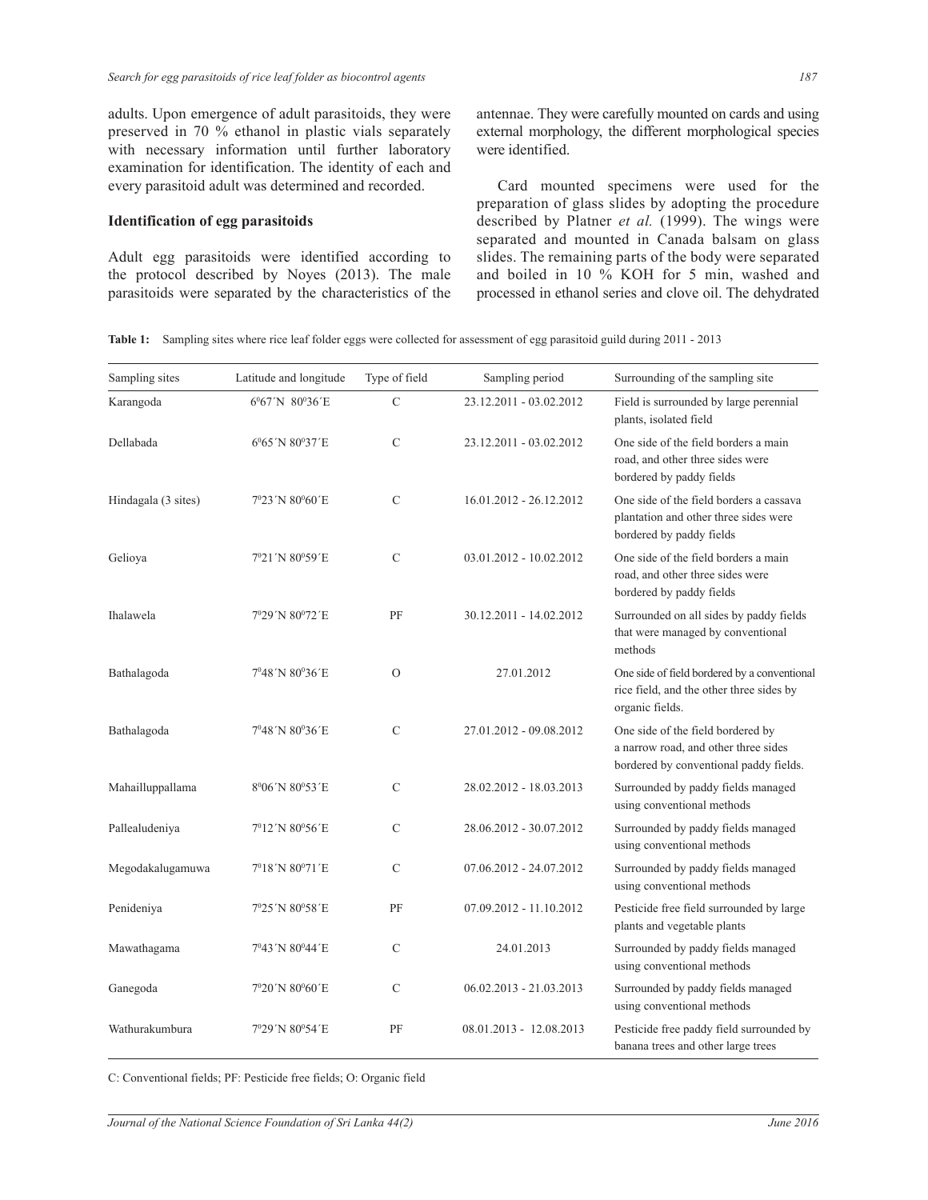adults. Upon emergence of adult parasitoids, they were preserved in 70 % ethanol in plastic vials separately with necessary information until further laboratory examination for identification. The identity of each and every parasitoid adult was determined and recorded.

### Identification of egg parasitoids

Adult egg parasitoids were identified according to the protocol described by Noyes (2013). The male parasitoids were separated by the characteristics of the antennae. They were carefully mounted on cards and using external morphology, the different morphological species were identified.

Card mounted specimens were used for the preparation of glass slides by adopting the procedure described by Platner *et al.* (1999). The wings were separated and mounted in Canada balsam on glass slides. The remaining parts of the body were separated and boiled in 10 % KOH for 5 min, washed and processed in ethanol series and clove oil. The dehydrated

**Table 1:** Sampling sites where rice leaf folder eggs were collected for assessment of egg parasitoid guild during 2011 - 2013

| Sampling sites | Latitude and longitude | Type of field | Sampling period | Surrounding of the sampling site |
|---|---|---|---|---|
| Karangoda | 6°67´N 80°36´E | C | 23.12.2011 - 03.02.2012 | Field is surrounded by large perennial plants, isolated field |
| Dellabada | 6°65´N 80°37´E | C | 23.12.2011 - 03.02.2012 | One side of the field borders a main road, and other three sides were bordered by paddy fields |
| Hindagala (3 sites) | 7°23´N 80°60´E | C | 16.01.2012 - 26.12.2012 | One side of the field borders a cassava plantation and other three sides were bordered by paddy fields |
| Gelioya | 7°21´N 80°59´E | C | 03.01.2012 - 10.02.2012 | One side of the field borders a main road, and other three sides were bordered by paddy fields |
| Ihalawela | 7°29´N 80°72´E | PF | 30.12.2011 - 14.02.2012 | Surrounded on all sides by paddy fields that were managed by conventional methods |
| Bathalagoda | 7°48´N 80°36´E | O | 27.01.2012 | One side of field bordered by a conventional rice field, and the other three sides by organic fields. |
| Bathalagoda | 7°48´N 80°36´E | C | 27.01.2012 - 09.08.2012 | One side of the field bordered by a narrow road, and other three sides bordered by conventional paddy fields. |
| Mahailluppallama | 8°06´N 80°53´E | C | 28.02.2012 - 18.03.2013 | Surrounded by paddy fields managed using conventional methods |
| Pallealudeniya | 7°12´N 80°56´E | C | 28.06.2012 - 30.07.2012 | Surrounded by paddy fields managed using conventional methods |
| Megodakalugamuwa | 7°18´N 80°71´E | C | 07.06.2012 - 24.07.2012 | Surrounded by paddy fields managed using conventional methods |
| Penideniya | 7°25´N 80°58´E | PF | 07.09.2012 - 11.10.2012 | Pesticide free field surrounded by large plants and vegetable plants |
| Mawathagama | 7°43´N 80°44´E | C | 24.01.2013 | Surrounded by paddy fields managed using conventional methods |
| Ganegoda | 7°20´N 80°60´E | C | 06.02.2013 - 21.03.2013 | Surrounded by paddy fields managed using conventional methods |
| Wathurakumbura | 7°29´N 80°54´E | PF | 08.01.2013 - 12.08.2013 | Pesticide free paddy field surrounded by banana trees and other large trees |

C: Conventional fields; PF: Pesticide free fields; O: Organic field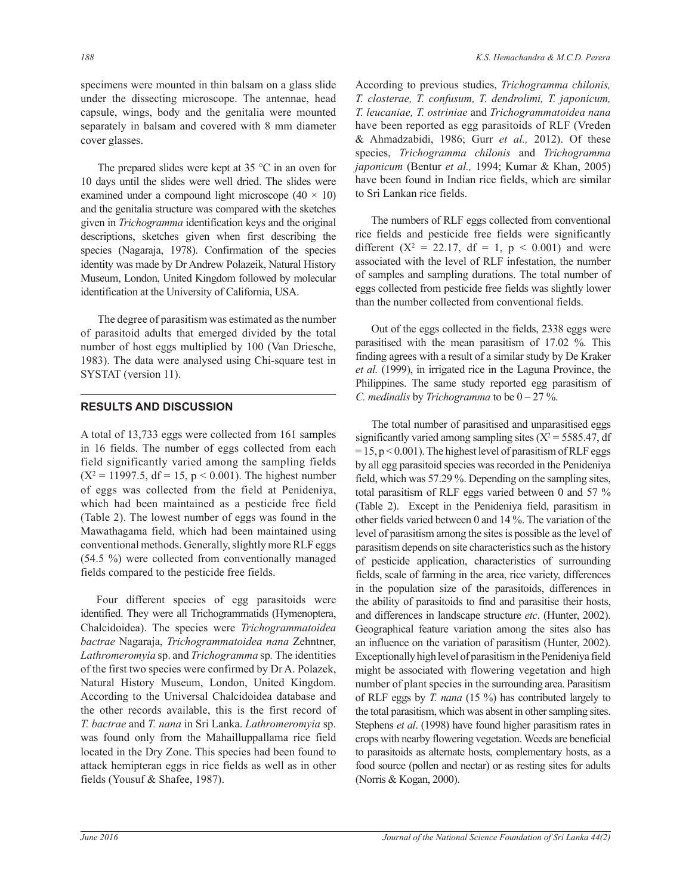specimens were mounted in thin balsam on a glass slide under the dissecting microscope. The antennae, head capsule, wings, body and the genitalia were mounted separately in balsam and covered with 8 mm diameter cover glasses.

The prepared slides were kept at 35 °C in an oven for 10 days until the slides were well dried. The slides were examined under a compound light microscope (40 × 10) and the genitalia structure was compared with the sketches given in *Trichogramma* identification keys and the original descriptions, sketches given when first describing the species (Nagaraja, 1978). Confirmation of the species identity was made by Dr Andrew Polazeik, Natural History Museum, London, United Kingdom followed by molecular identification at the University of California, USA.

The degree of parasitism was estimated as the number of parasitoid adults that emerged divided by the total number of host eggs multiplied by 100 (Van Driesche, 1983). The data were analysed using Chi-square test in SYSTAT (version 11).

## RESULTS AND DISCUSSION

A total of 13,733 eggs were collected from 161 samples in 16 fields. The number of eggs collected from each field significantly varied among the sampling fields ($X^2 = 11997.5$, df = 15, $p < 0.001$). The highest number of eggs was collected from the field at Penideniya, which had been maintained as a pesticide free field (Table 2). The lowest number of eggs was found in the Mawathagama field, which had been maintained using conventional methods. Generally, slightly more RLF eggs (54.5 %) were collected from conventionally managed fields compared to the pesticide free fields.

Four different species of egg parasitoids were identified. They were all Trichogrammatids (Hymenoptera, Chalcidoidea). The species were *Trichogrammatoidea bactrae* Nagaraja, *Trichogrammatoidea nana* Zehntner, *Lathromeromyia* sp. and *Trichogramma* sp*.* The identities of the first two species were confirmed by Dr A. Polazek, Natural History Museum, London, United Kingdom. According to the Universal Chalcidoidea database and the other records available, this is the first record of *T. bactrae* and *T. nana* in Sri Lanka. *Lathromeromyia* sp. was found only from the Mahailluppallama rice field located in the Dry Zone. This species had been found to attack hemipteran eggs in rice fields as well as in other fields (Yousuf & Shafee, 1987).

According to previous studies, *Trichogramma chilonis, T. closterae, T. confusum, T. dendrolimi, T. japonicum, T. leucaniae, T. ostriniae* and *Trichogrammatoidea nana* have been reported as egg parasitoids of RLF (Vreden & Ahmadzabidi, 1986; Gurr *et al.,* 2012). Of these species, *Trichogramma chilonis* and *Trichogramma japonicum* (Bentur *et al.,* 1994; Kumar & Khan, 2005) have been found in Indian rice fields, which are similar to Sri Lankan rice fields.

The numbers of RLF eggs collected from conventional rice fields and pesticide free fields were significantly different ($X^2 = 22.17$, df = 1, $p < 0.001$) and were associated with the level of RLF infestation, the number of samples and sampling durations. The total number of eggs collected from pesticide free fields was slightly lower than the number collected from conventional fields.

Out of the eggs collected in the fields, 2338 eggs were parasitised with the mean parasitism of 17.02 %. This finding agrees with a result of a similar study by De Kraker *et al.* (1999), in irrigated rice in the Laguna Province, the Philippines. The same study reported egg parasitism of *C. medinalis* by *Trichogramma* to be 0 – 27 %.

The total number of parasitised and unparasitised eggs significantly varied among sampling sites ($X^2 = 5585.47$, df = 15, $p < 0.001$). The highest level of parasitism of RLF eggs by all egg parasitoid species was recorded in the Penideniya field, which was 57.29 %. Depending on the sampling sites, total parasitism of RLF eggs varied between 0 and 57 % (Table 2). Except in the Penideniya field, parasitism in other fields varied between 0 and 14 %. The variation of the level of parasitism among the sites is possible as the level of parasitism depends on site characteristics such as the history of pesticide application, characteristics of surrounding fields, scale of farming in the area, rice variety, differences in the population size of the parasitoids, differences in the ability of parasitoids to find and parasitise their hosts, and differences in landscape structure *etc*. (Hunter, 2002). Geographical feature variation among the sites also has an influence on the variation of parasitism (Hunter, 2002). Exceptionally high level of parasitism in the Penideniya field might be associated with flowering vegetation and high number of plant species in the surrounding area. Parasitism of RLF eggs by *T. nana* (15 %) has contributed largely to the total parasitism, which was absent in other sampling sites. Stephens *et al*. (1998) have found higher parasitism rates in crops with nearby flowering vegetation. Weeds are beneficial to parasitoids as alternate hosts, complementary hosts, as a food source (pollen and nectar) or as resting sites for adults (Norris & Kogan, 2000).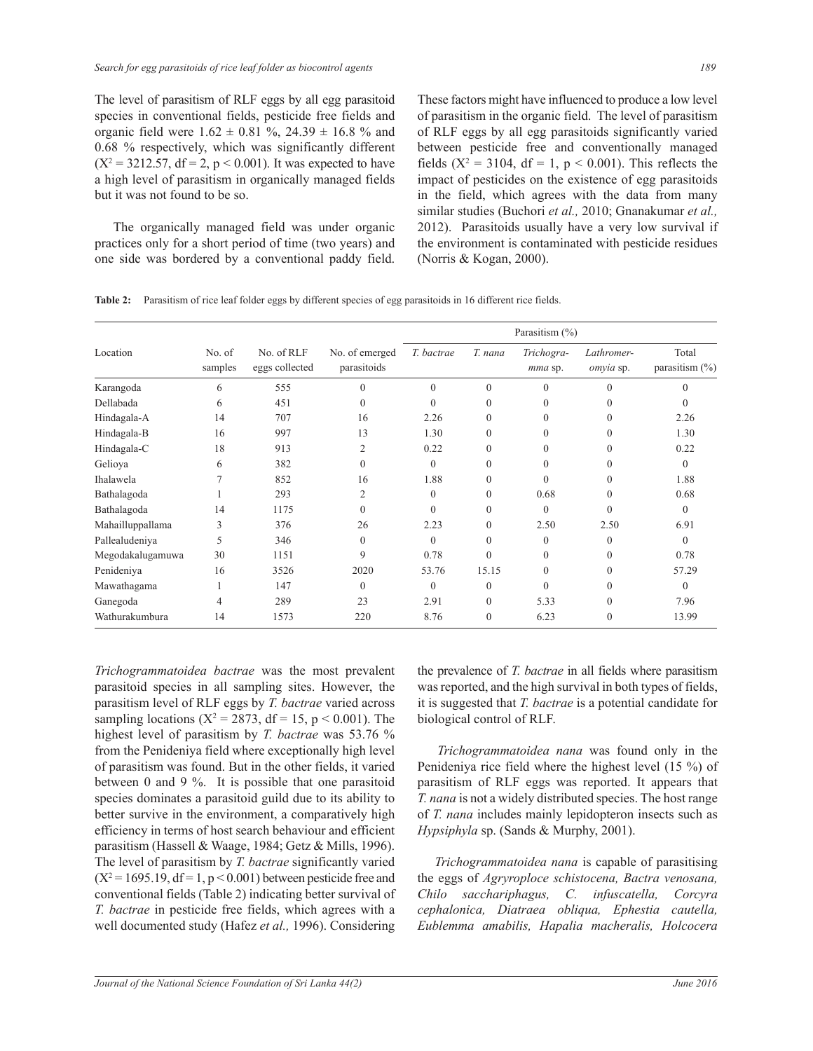The level of parasitism of RLF eggs by all egg parasitoid species in conventional fields, pesticide free fields and organic field were 1.62 ± 0.81 %, 24.39 ± 16.8 % and 0.68 % respectively, which was significantly different ($X^2 = 3212.57$, df = 2, $p < 0.001$). It was expected to have a high level of parasitism in organically managed fields but it was not found to be so.

The organically managed field was under organic practices only for a short period of time (two years) and one side was bordered by a conventional paddy field. These factors might have influenced to produce a low level of parasitism in the organic field. The level of parasitism of RLF eggs by all egg parasitoids significantly varied between pesticide free and conventionally managed fields ($X^2 = 3104$, df = 1, $p < 0.001$). This reflects the impact of pesticides on the existence of egg parasitoids in the field, which agrees with the data from many similar studies (Buchori *et al.,* 2010; Gnanakumar *et al.,* 2012). Parasitoids usually have a very low survival if the environment is contaminated with pesticide residues (Norris & Kogan, 2000).

**Table 2:** Parasitism of rice leaf folder eggs by different species of egg parasitoids in 16 different rice fields.

| Location | No. of samples | No. of RLF eggs collected | No. of emerged parasitoids | Parasitism (%) | | | | |
|---|---|---|---|---|---|---|---|---|
| | | | | *T. bactrae* | *T. nana* | *Trichogramma* sp. | *Lathromeromyia* sp. | Total parasitism (%) |
| Karangoda | 6 | 555 | 0 | 0 | 0 | 0 | 0 | 0 |
| Dellabada | 6 | 451 | 0 | 0 | 0 | 0 | 0 | 0 |
| Hindagala-A | 14 | 707 | 16 | 2.26 | 0 | 0 | 0 | 2.26 |
| Hindagala-B | 16 | 997 | 13 | 1.30 | 0 | 0 | 0 | 1.30 |
| Hindagala-C | 18 | 913 | 2 | 0.22 | 0 | 0 | 0 | 0.22 |
| Gelioya | 6 | 382 | 0 | 0 | 0 | 0 | 0 | 0 |
| Ihalawela | 7 | 852 | 16 | 1.88 | 0 | 0 | 0 | 1.88 |
| Bathalagoda | 1 | 293 | 2 | 0 | 0 | 0.68 | 0 | 0.68 |
| Bathalagoda | 14 | 1175 | 0 | 0 | 0 | 0 | 0 | 0 |
| Mahailluppallama | 3 | 376 | 26 | 2.23 | 0 | 2.50 | 2.50 | 6.91 |
| Pallealudeniya | 5 | 346 | 0 | 0 | 0 | 0 | 0 | 0 |
| Megodakalugamuwa | 30 | 1151 | 9 | 0.78 | 0 | 0 | 0 | 0.78 |
| Penideniya | 16 | 3526 | 2020 | 53.76 | 15.15 | 0 | 0 | 57.29 |
| Mawathagama | 1 | 147 | 0 | 0 | 0 | 0 | 0 | 0 |
| Ganegoda | 4 | 289 | 23 | 2.91 | 0 | 5.33 | 0 | 7.96 |
| Wathurakumbura | 14 | 1573 | 220 | 8.76 | 0 | 6.23 | 0 | 13.99 |

*Trichogrammatoidea bactrae* was the most prevalent parasitoid species in all sampling sites. However, the parasitism level of RLF eggs by *T. bactrae* varied across sampling locations ($X^2 = 2873$, df = 15, $p < 0.001$). The highest level of parasitism by *T. bactrae* was 53.76 % from the Penideniya field where exceptionally high level of parasitism was found. But in the other fields, it varied between 0 and 9 %. It is possible that one parasitoid species dominates a parasitoid guild due to its ability to better survive in the environment, a comparatively high efficiency in terms of host search behaviour and efficient parasitism (Hassell & Waage, 1984; Getz & Mills, 1996). The level of parasitism by *T. bactrae* significantly varied ($X^2 = 1695.19$, df = 1, $p < 0.001$) between pesticide free and conventional fields (Table 2) indicating better survival of *T. bactrae* in pesticide free fields, which agrees with a well documented study (Hafez *et al.,* 1996). Considering the prevalence of *T. bactrae* in all fields where parasitism was reported, and the high survival in both types of fields, it is suggested that *T. bactrae* is a potential candidate for biological control of RLF.

*Trichogrammatoidea nana* was found only in the Penideniya rice field where the highest level (15 %) of parasitism of RLF eggs was reported. It appears that *T. nana* is not a widely distributed species. The host range of *T. nana* includes mainly lepidopteron insects such as *Hypsiphyla* sp. (Sands & Murphy, 2001).

*Trichogrammatoidea nana* is capable of parasitising the eggs of *Agryroploce schistocena, Bactra venosana, Chilo sacchariphagus, C. infuscatella, Corcyra cephalonica, Diatraea obliqua, Ephestia cautella, Eublemma amabilis, Hapalia macheralis, Holcocera*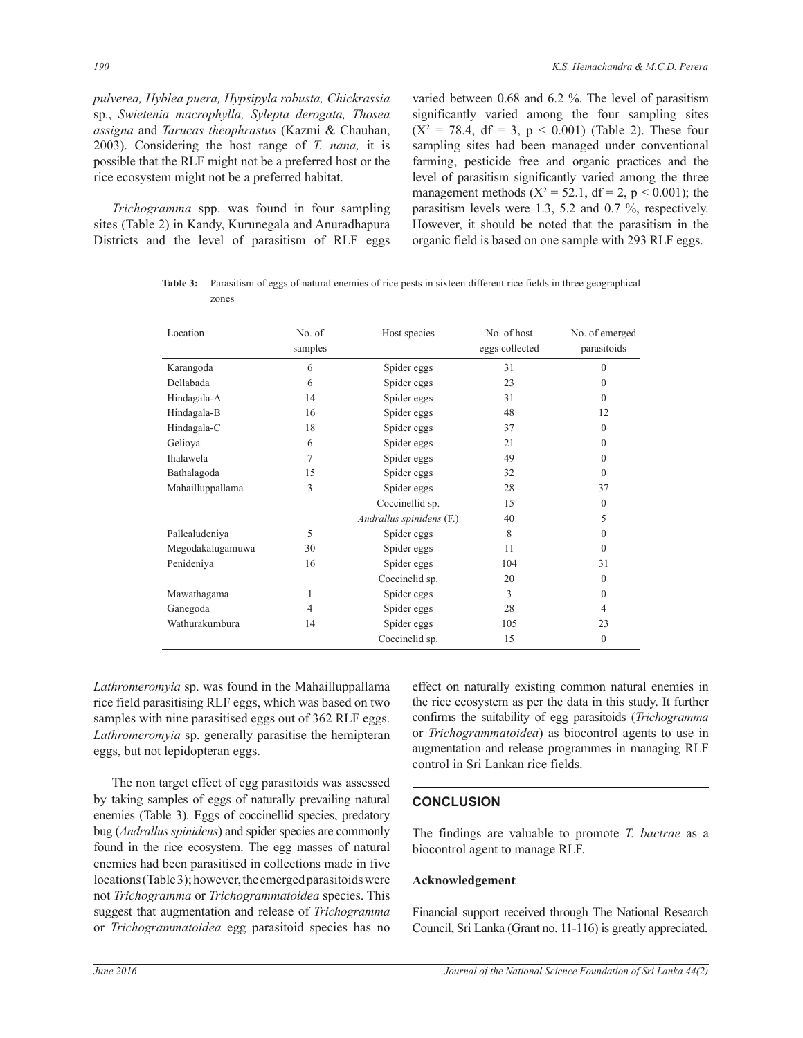*pulverea, Hyblea puera, Hypsipyla robusta, Chickrassia* sp., *Swietenia macrophylla, Sylepta derogata, Thosea assigna* and *Tarucas theophrastus* (Kazmi & Chauhan, 2003). Considering the host range of *T. nana,* it is possible that the RLF might not be a preferred host or the rice ecosystem might not be a preferred habitat.

*Trichogramma* spp. was found in four sampling sites (Table 2) in Kandy, Kurunegala and Anuradhapura Districts and the level of parasitism of RLF eggs varied between 0.68 and 6.2 %. The level of parasitism significantly varied among the four sampling sites ($X^2 = 78.4$, df = 3, $p < 0.001$) (Table 2). These four sampling sites had been managed under conventional farming, pesticide free and organic practices and the level of parasitism significantly varied among the three management methods ($X^2 = 52.1$, df = 2, $p < 0.001$); the parasitism levels were 1.3, 5.2 and 0.7 %, respectively. However, it should be noted that the parasitism in the organic field is based on one sample with 293 RLF eggs.

**Table 3:** Parasitism of eggs of natural enemies of rice pests in sixteen different rice fields in three geographical zones

| Location | No. of samples | Host species | No. of host eggs collected | No. of emerged parasitoids |
|---|---|---|---|---|
| Karangoda | 6 | Spider eggs | 31 | 0 |
| Dellabada | 6 | Spider eggs | 23 | 0 |
| Hindagala-A | 14 | Spider eggs | 31 | 0 |
| Hindagala-B | 16 | Spider eggs | 48 | 12 |
| Hindagala-C | 18 | Spider eggs | 37 | 0 |
| Gelioya | 6 | Spider eggs | 21 | 0 |
| Ihalawela | 7 | Spider eggs | 49 | 0 |
| Bathalagoda | 15 | Spider eggs | 32 | 0 |
| Mahailluppallama | 3 | Spider eggs | 28 | 37 |
| | | Coccinellid sp. | 15 | 0 |
| | | *Andrallus spinidens* (F.) | 40 | 5 |
| Pallealudeniya | 5 | Spider eggs | 8 | 0 |
| Megodakalugamuwa | 30 | Spider eggs | 11 | 0 |
| Penideniya | 16 | Spider eggs | 104 | 31 |
| | | Coccinelid sp. | 20 | 0 |
| Mawathagama | 1 | Spider eggs | 3 | 0 |
| Ganegoda | 4 | Spider eggs | 28 | 4 |
| Wathurakumbura | 14 | Spider eggs | 105 | 23 |
| | | Coccinelid sp. | 15 | 0 |

*Lathromeromyia* sp. was found in the Mahailluppallama rice field parasitising RLF eggs, which was based on two samples with nine parasitised eggs out of 362 RLF eggs. *Lathromeromyia* sp. generally parasitise the hemipteran eggs, but not lepidopteran eggs.

The non target effect of egg parasitoids was assessed by taking samples of eggs of naturally prevailing natural enemies (Table 3). Eggs of coccinellid species, predatory bug (*Andrallus spinidens*) and spider species are commonly found in the rice ecosystem. The egg masses of natural enemies had been parasitised in collections made in five locations (Table 3); however, the emerged parasitoids were not *Trichogramma* or *Trichogrammatoidea* species. This suggest that augmentation and release of *Trichogramma* or *Trichogrammatoidea* egg parasitoid species has no effect on naturally existing common natural enemies in the rice ecosystem as per the data in this study. It further confirms the suitability of egg parasitoids (*Trichogramma* or *Trichogrammatoidea*) as biocontrol agents to use in augmentation and release programmes in managing RLF control in Sri Lankan rice fields.

## CONCLUSION

The findings are valuable to promote *T. bactrae* as a biocontrol agent to manage RLF.

### Acknowledgement

Financial support received through The National Research Council, Sri Lanka (Grant no. 11-116) is greatly appreciated.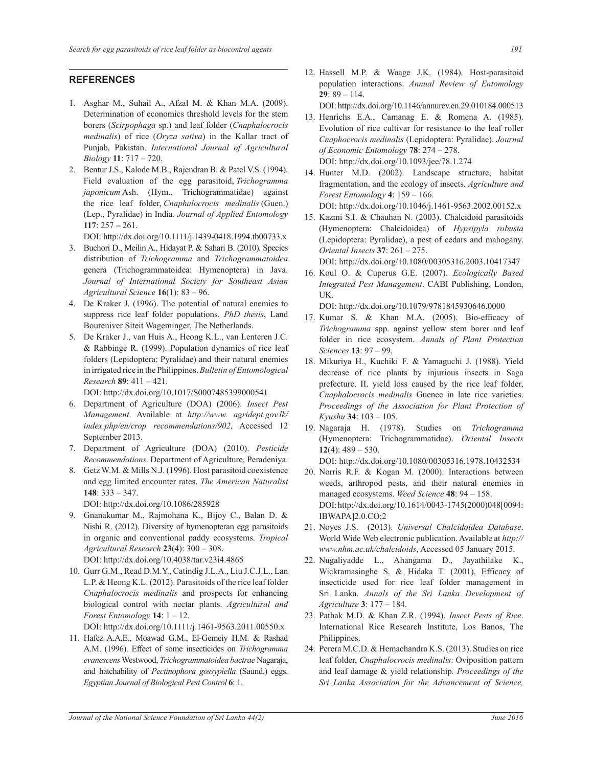## REFERENCES

1. Asghar M., Suhail A., Afzal M. & Khan M.A. (2009). Determination of economics threshold levels for the stem borers (*Scirpophaga* sp.) and leaf folder (*Cnaphalocrocis medinalis*) of rice (*Oryza sativa*) in the Kallar tract of Punjab, Pakistan. *International Journal of Agricultural Biology* **11**: 717 – 720.
2. Bentur J.S., Kalode M.B., Rajendran B. & Patel V.S. (1994). Field evaluation of the egg parasitoid, *Trichogramma japonicum* Ash. (Hym., Trichogrammatidae) against the rice leaf folder, *Cnaphalocrocis medinalis* (Guen.) (Lep., Pyralidae) in India. *Journal of Applied Entomology* **117**: 257 – 261.
   DOI: http://dx.doi.org/10.1111/j.1439-0418.1994.tb00733.x
3. Buchori D., Meilin A., Hidayat P. & Sahari B. (2010). Species distribution of *Trichogramma* and *Trichogrammatoidea* genera (Trichogrammatoidea: Hymenoptera) in Java. *Journal of International Society for Southeast Asian Agricultural Science* **16**(1): 83 – 96.
4. De Kraker J. (1996). The potential of natural enemies to suppress rice leaf folder populations. *PhD thesis*, Land Boureniver Siteit Wageminger, The Netherlands.
5. De Kraker J., van Huis A., Heong K.L., van Lenteren J.C. & Rabbinge R. (1999). Population dynamics of rice leaf folders (Lepidoptera: Pyralidae) and their natural enemies in irrigated rice in the Philippines. *Bulletin of Entomological Research* **89**: 411 – 421.
   DOI: http://dx.doi.org/10.1017/S0007485399000541
6. Department of Agriculture (DOA) (2006). *Insect Pest Management*. Available at *http://www. agridept.gov.lk/ index.php/en/crop recommendations/902*, Accessed 12 September 2013.
7. Department of Agriculture (DOA) (2010). *Pesticide Recommendations*. Department of Agriculture, Peradeniya.
8. Getz W.M. & Mills N.J. (1996). Host parasitoid coexistence and egg limited encounter rates. *The American Naturalist* **148**: 333 – 347.
   DOI: http://dx.doi.org/10.1086/285928
9. Gnanakumar M., Rajmohana K., Bijoy C., Balan D. & Nishi R. (2012). Diversity of hymenopteran egg parasitoids in organic and conventional paddy ecosystems. *Tropical Agricultural Research* **23**(4): 300 – 308.
   DOI: http://dx.doi.org/10.4038/tar.v23i4.4865
10. Gurr G.M., Read D.M.Y., Catindig J.L.A., Liu J.C.J.L., Lan L.P. & Heong K.L. (2012). Parasitoids of the rice leaf folder *Cnaphalocrocis medinalis* and prospects for enhancing biological control with nectar plants. *Agricultural and Forest Entomology* **14**: 1 – 12.
    DOI: http://dx.doi.org/10.1111/j.1461-9563.2011.00550.x
11. Hafez A.A.E., Moawad G.M., El-Gemeiy H.M. & Rashad A.M. (1996). Effect of some insecticides on *Trichogramma evanescens* Westwood, *Trichogrammatoidea bactrae* Nagaraja, and hatchability of *Pectinophora gossypiella* (Saund.) eggs. *Egyptian Journal of Biological Pest Control* **6**: 1.
12. Hassell M.P. & Waage J.K. (1984). Host-parasitoid population interactions. *Annual Review of Entomology* **29**: 89 – 114.
    DOI: http://dx.doi.org/10.1146/annurev.en.29.010184.000513
13. Henrichs E.A., Camanag E. & Romena A. (1985). Evolution of rice cultivar for resistance to the leaf roller *Cnaphocrocis medinalis* (Lepidoptera: Pyralidae). *Journal of Economic Entomology* **78**: 274 – 278.
    DOI: http://dx.doi.org/10.1093/jee/78.1.274
14. Hunter M.D. (2002). Landscape structure, habitat fragmentation, and the ecology of insects. *Agriculture and Forest Entomology* **4**: 159 – 166.
    DOI: http://dx.doi.org/10.1046/j.1461-9563.2002.00152.x
15. Kazmi S.I. & Chauhan N. (2003). Chalcidoid parasitoids (Hymenoptera: Chalcidoidea) of *Hypsipyla robusta* (Lepidoptera: Pyralidae), a pest of cedars and mahogany. *Oriental Insects* **37**: 261 – 275.
    DOI: http://dx.doi.org/10.1080/00305316.2003.10417347
16. Koul O. & Cuperus G.E. (2007). *Ecologically Based Integrated Pest Management*. CABI Publishing, London, UK.
    DOI: http://dx.doi.org/10.1079/9781845930646.0000
17. Kumar S. & Khan M.A. (2005). Bio-efficacy of *Trichogramma* spp. against yellow stem borer and leaf folder in rice ecosystem. *Annals of Plant Protection Sciences* **13**: 97 – 99.
18. Mikuriya H., Kuchiki F. & Yamaguchi J. (1988). Yield decrease of rice plants by injurious insects in Saga prefecture. II. yield loss caused by the rice leaf folder, *Cnaphalocrocis medinalis* Guenee in late rice varieties. *Proceedings of the Association for Plant Protection of Kyushu* **34**: 103 – 105.
19. Nagaraja H. (1978). Studies on *Trichogramma* (Hymenoptera: Trichogrammatidae). *Oriental Insects* **12**(4): 489 – 530.
    DOI: http://dx.doi.org/10.1080/00305316.1978.10432534
20. Norris R.F. & Kogan M. (2000). Interactions between weeds, arthropod pests, and their natural enemies in managed ecosystems. *Weed Science* **48**: 94 – 158.
    DOI: http://dx.doi.org/10.1614/0043-1745(2000)048[0094:IBWAPA]2.0.CO;2
21. Noyes J.S. (2013). *Universal Chalcidoidea Database*. World Wide Web electronic publication. Available at *http:// www.nhm.ac.uk/chalcidoids*, Accessed 05 January 2015.
22. Nugaliyadde L., Ahangama D., Jayathilake K., Wickramasinghe S. & Hidaka T. (2001). Efficacy of insecticide used for rice leaf folder management in Sri Lanka. *Annals of the Sri Lanka Development of Agriculture* **3**: 177 – 184.
23. Pathak M.D. & Khan Z.R. (1994). *Insect Pests of Rice*. International Rice Research Institute, Los Banos, The Philippines.
24. Perera M.C.D. & Hemachandra K.S. (2013). Studies on rice leaf folder, *Cnaphalocrocis medinalis*: Oviposition pattern and leaf damage & yield relationship. *Proceedings of the Sri Lanka Association for the Advancement of Science,*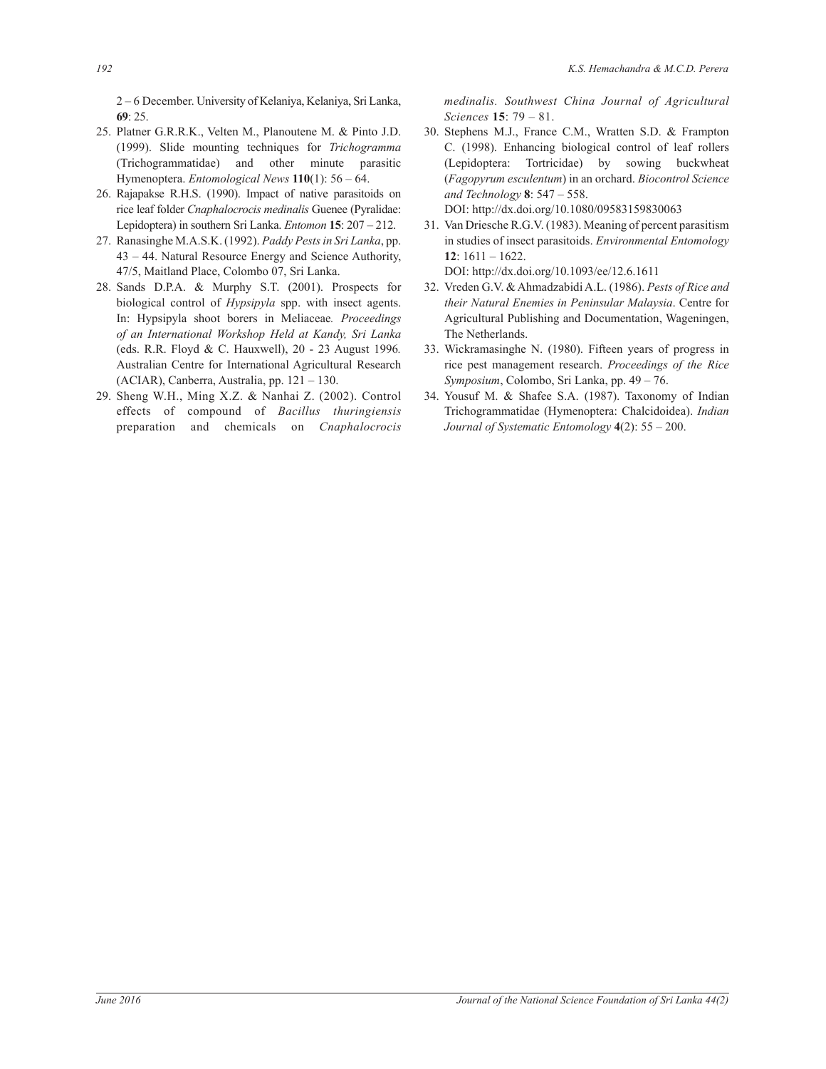2 – 6 December. University of Kelaniya, Kelaniya, Sri Lanka, **69**: 25.

25. Platner G.R.R.K., Velten M., Planoutene M. & Pinto J.D. (1999). Slide mounting techniques for *Trichogramma* (Trichogrammatidae) and other minute parasitic Hymenoptera. *Entomological News* **110**(1): 56 – 64.
26. Rajapakse R.H.S. (1990). Impact of native parasitoids on rice leaf folder *Cnaphalocrocis medinalis* Guenee (Pyralidae: Lepidoptera) in southern Sri Lanka. *Entomon* **15**: 207 – 212.
27. Ranasinghe M.A.S.K. (1992). *Paddy Pests in Sri Lanka*, pp. 43 – 44. Natural Resource Energy and Science Authority, 47/5, Maitland Place, Colombo 07, Sri Lanka.
28. Sands D.P.A. & Murphy S.T. (2001). Prospects for biological control of *Hypsipyla* spp. with insect agents. In: Hypsipyla shoot borers in Meliaceae*. Proceedings of an International Workshop Held at Kandy, Sri Lanka* (eds. R.R. Floyd & C. Hauxwell), 20 - 23 August 1996*.* Australian Centre for International Agricultural Research (ACIAR), Canberra, Australia, pp. 121 – 130.
29. Sheng W.H., Ming X.Z. & Nanhai Z. (2002). Control effects of compound of *Bacillus thuringiensis* preparation and chemicals on *Cnaphalocrocis medinalis. Southwest China Journal of Agricultural Sciences* **15**: 79 – 81.
30. Stephens M.J., France C.M., Wratten S.D. & Frampton C. (1998). Enhancing biological control of leaf rollers (Lepidoptera: Tortricidae) by sowing buckwheat (*Fagopyrum esculentum*) in an orchard. *Biocontrol Science and Technology* **8**: 547 – 558.
    DOI: http://dx.doi.org/10.1080/09583159830063
31. Van Driesche R.G.V. (1983). Meaning of percent parasitism in studies of insect parasitoids. *Environmental Entomology* **12**: 1611 – 1622.
    DOI: http://dx.doi.org/10.1093/ee/12.6.1611
32. Vreden G.V. & Ahmadzabidi A.L. (1986). *Pests of Rice and their Natural Enemies in Peninsular Malaysia*. Centre for Agricultural Publishing and Documentation, Wageningen, The Netherlands.
33. Wickramasinghe N. (1980). Fifteen years of progress in rice pest management research. *Proceedings of the Rice Symposium*, Colombo, Sri Lanka, pp. 49 – 76.
34. Yousuf M. & Shafee S.A. (1987). Taxonomy of Indian Trichogrammatidae (Hymenoptera: Chalcidoidea). *Indian Journal of Systematic Entomology* **4**(2): 55 – 200.